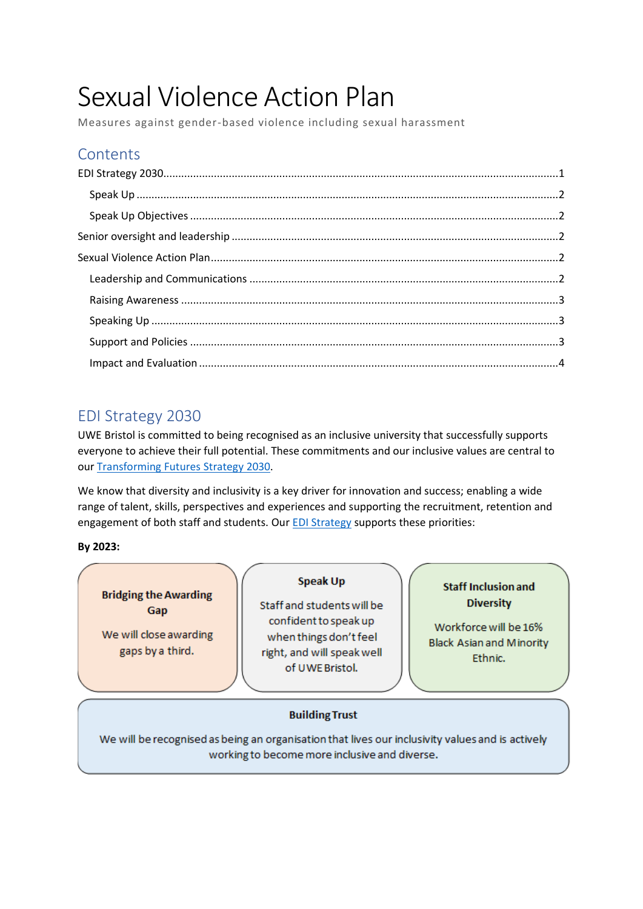# Sexual Violence Action Plan

Measures against gender-based violence including sexual harassment

## Contents

EDI Strategy 2030.....1

- Speak Up.....2
- Speak Up Objectives.....2

Senior oversight and leadership.....2

Sexual Violence Action Plan.....2

- Leadership and Communications.....2
- Raising Awareness.....3
- Speaking Up.....3
- Support and Policies.....3
- Impact and Evaluation.....4

## EDI Strategy 2030

UWE Bristol is committed to being recognised as an inclusive university that successfully supports everyone to achieve their full potential. These commitments and our inclusive values are central to our Transforming Futures Strategy 2030.

We know that diversity and inclusivity is a key driver for innovation and success; enabling a wide range of talent, skills, perspectives and experiences and supporting the recruitment, retention and engagement of both staff and students. Our EDI Strategy supports these priorities:

**By 2023:**

**Bridging the Awarding Gap**

We will close awarding gaps by a third.

**Speak Up**

Staff and students will be confident to speak up when things don't feel right, and will speak well of UWE Bristol.

**Staff Inclusion and Diversity**

Workforce will be 16% Black Asian and Minority Ethnic.

**Building Trust**

We will be recognised as being an organisation that lives our inclusivity values and is actively working to become more inclusive and diverse.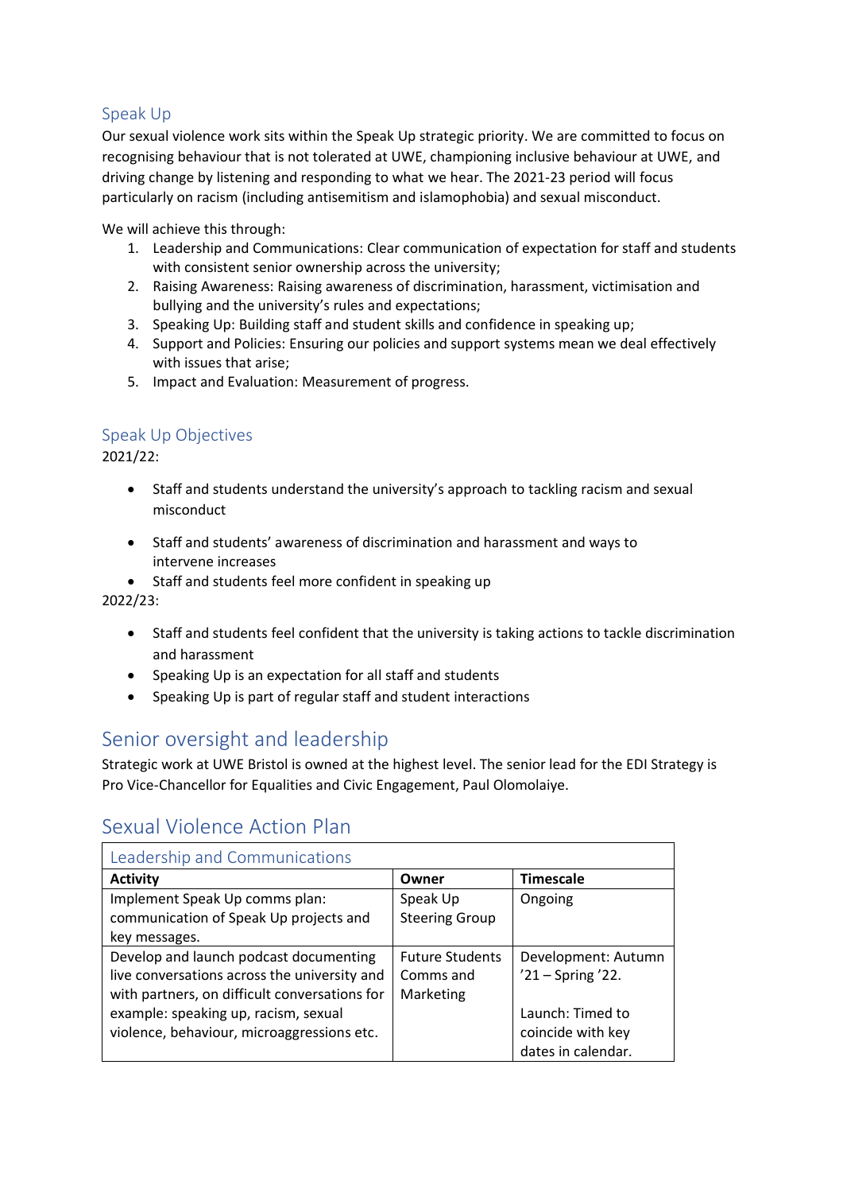## Speak Up

Our sexual violence work sits within the Speak Up strategic priority. We are committed to focus on recognising behaviour that is not tolerated at UWE, championing inclusive behaviour at UWE, and driving change by listening and responding to what we hear. The 2021-23 period will focus particularly on racism (including antisemitism and islamophobia) and sexual misconduct.

We will achieve this through:

1. Leadership and Communications: Clear communication of expectation for staff and students with consistent senior ownership across the university;
2. Raising Awareness: Raising awareness of discrimination, harassment, victimisation and bullying and the university's rules and expectations;
3. Speaking Up: Building staff and student skills and confidence in speaking up;
4. Support and Policies: Ensuring our policies and support systems mean we deal effectively with issues that arise;
5. Impact and Evaluation: Measurement of progress.

## Speak Up Objectives

2021/22:

- Staff and students understand the university's approach to tackling racism and sexual misconduct
- Staff and students' awareness of discrimination and harassment and ways to intervene increases
- Staff and students feel more confident in speaking up

2022/23:

- Staff and students feel confident that the university is taking actions to tackle discrimination and harassment
- Speaking Up is an expectation for all staff and students
- Speaking Up is part of regular staff and student interactions

# Senior oversight and leadership

Strategic work at UWE Bristol is owned at the highest level. The senior lead for the EDI Strategy is Pro Vice-Chancellor for Equalities and Civic Engagement, Paul Olomolaiye.

# Sexual Violence Action Plan

| Leadership and Communications | | |
|---|---|---|
| **Activity** | **Owner** | **Timescale** |
| Implement Speak Up comms plan: communication of Speak Up projects and key messages. | Speak Up Steering Group | Ongoing |
| Develop and launch podcast documenting live conversations across the university and with partners, on difficult conversations for example: speaking up, racism, sexual violence, behaviour, microaggressions etc. | Future Students Comms and Marketing | Development: Autumn '21 – Spring '22.<br><br>Launch: Timed to coincide with key dates in calendar. |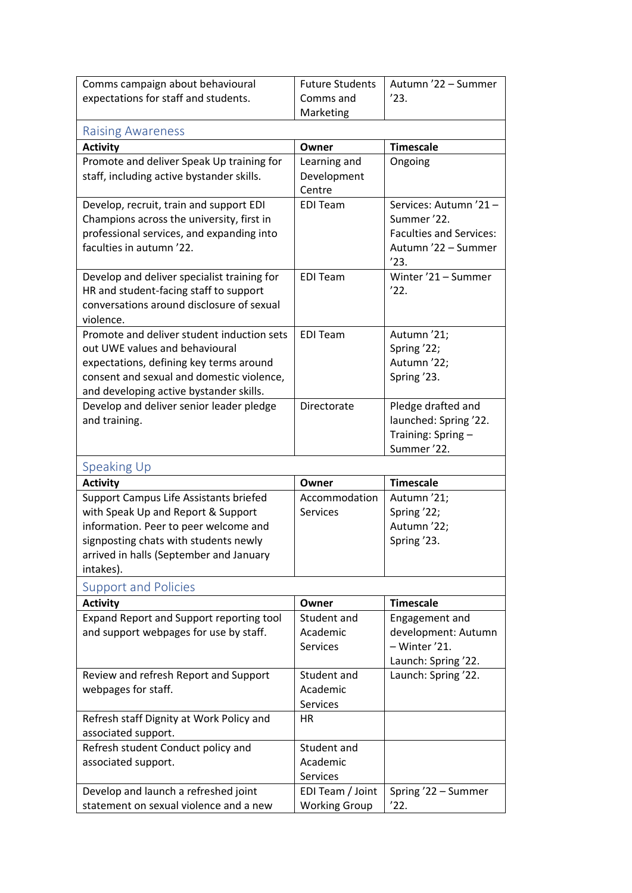| Comms campaign about behavioural expectations for staff and students. | Future Students Comms and Marketing | Autumn '22 – Summer '23. |
|---|---|---|

## Raising Awareness

| Activity | Owner | Timescale |
|---|---|---|
| Promote and deliver Speak Up training for staff, including active bystander skills. | Learning and Development Centre | Ongoing |
| Develop, recruit, train and support EDI Champions across the university, first in professional services, and expanding into faculties in autumn '22. | EDI Team | Services: Autumn '21 – Summer '22. Faculties and Services: Autumn '22 – Summer '23. |
| Develop and deliver specialist training for HR and student-facing staff to support conversations around disclosure of sexual violence. | EDI Team | Winter '21 – Summer '22. |
| Promote and deliver student induction sets out UWE values and behavioural expectations, defining key terms around consent and sexual and domestic violence, and developing active bystander skills. | EDI Team | Autumn '21; Spring '22; Autumn '22; Spring '23. |
| Develop and deliver senior leader pledge and training. | Directorate | Pledge drafted and launched: Spring '22. Training: Spring – Summer '22. |

## Speaking Up

| Activity | Owner | Timescale |
|---|---|---|
| Support Campus Life Assistants briefed with Speak Up and Report & Support information. Peer to peer welcome and signposting chats with students newly arrived in halls (September and January intakes). | Accommodation Services | Autumn '21; Spring '22; Autumn '22; Spring '23. |

## Support and Policies

| Activity | Owner | Timescale |
|---|---|---|
| Expand Report and Support reporting tool and support webpages for use by staff. | Student and Academic Services | Engagement and development: Autumn – Winter '21. Launch: Spring '22. |
| Review and refresh Report and Support webpages for staff. | Student and Academic Services | Launch: Spring '22. |
| Refresh staff Dignity at Work Policy and associated support. | HR | |
| Refresh student Conduct policy and associated support. | Student and Academic Services | |
| Develop and launch a refreshed joint statement on sexual violence and a new | EDI Team / Joint Working Group | Spring '22 – Summer '22. |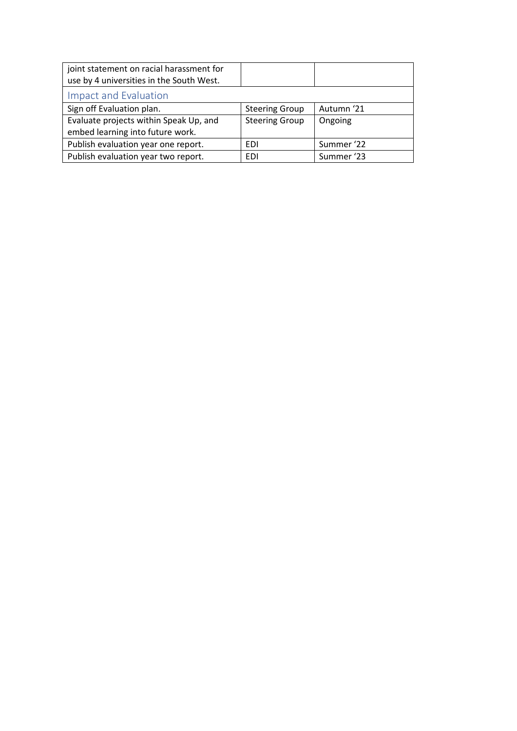| | | |
|---|---|---|
| joint statement on racial harassment for use by 4 universities in the South West. | | |
| Impact and Evaluation | | |
| Sign off Evaluation plan. | Steering Group | Autumn '21 |
| Evaluate projects within Speak Up, and embed learning into future work. | Steering Group | Ongoing |
| Publish evaluation year one report. | EDI | Summer '22 |
| Publish evaluation year two report. | EDI | Summer '23 |